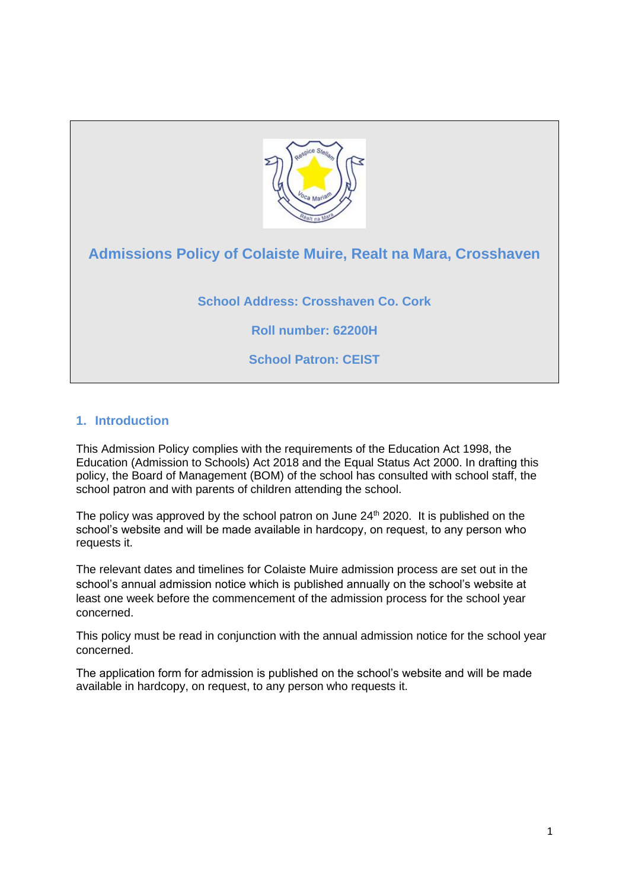# Admissions Policy of Colaiste Muire, Realt na Mara, Crosshaven

**School Address: Crosshaven Co. Cork**

**Roll number: 62200H**

**School Patron: CEIST**

## 1. Introduction

This Admission Policy complies with the requirements of the Education Act 1998, the Education (Admission to Schools) Act 2018 and the Equal Status Act 2000. In drafting this policy, the Board of Management (BOM) of the school has consulted with school staff, the school patron and with parents of children attending the school.

The policy was approved by the school patron on June 24th 2020. It is published on the school's website and will be made available in hardcopy, on request, to any person who requests it.

The relevant dates and timelines for Colaiste Muire admission process are set out in the school's annual admission notice which is published annually on the school's website at least one week before the commencement of the admission process for the school year concerned.

This policy must be read in conjunction with the annual admission notice for the school year concerned.

The application form for admission is published on the school's website and will be made available in hardcopy, on request, to any person who requests it.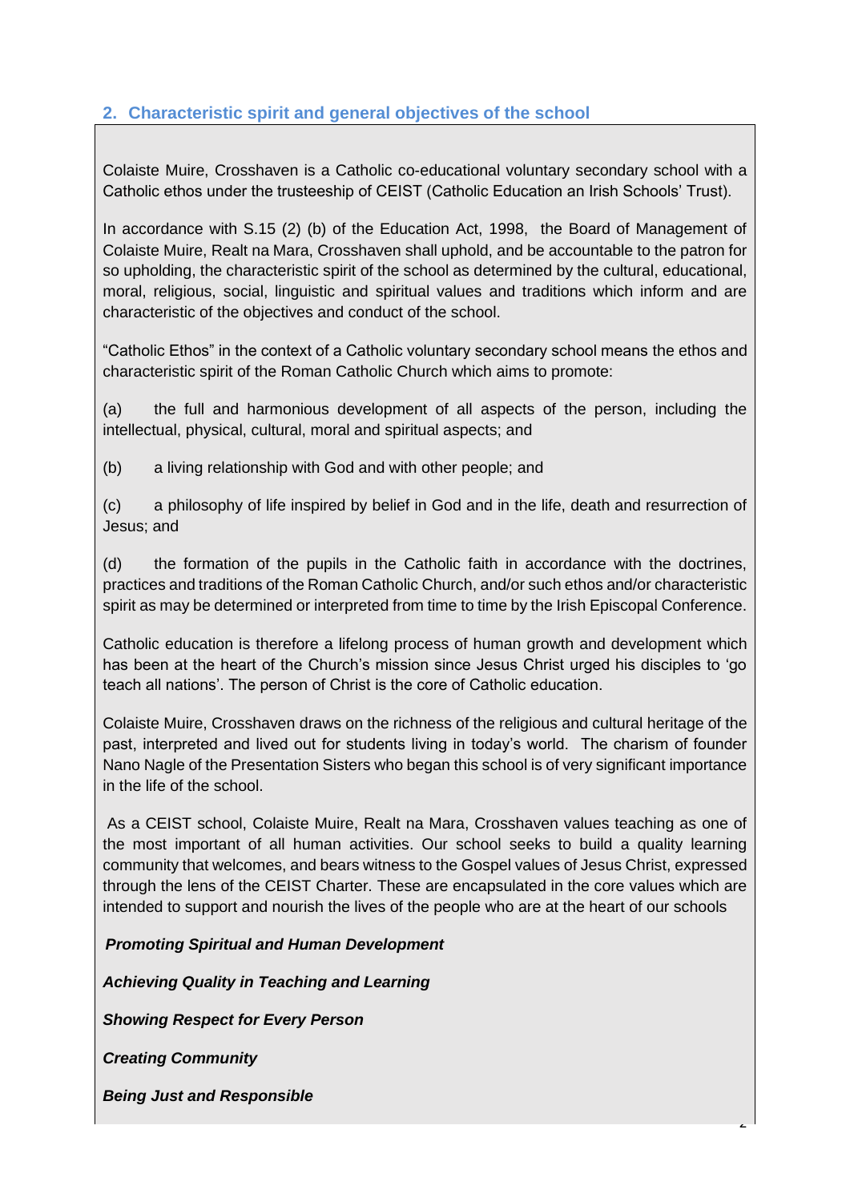## 2. Characteristic spirit and general objectives of the school

Colaiste Muire, Crosshaven is a Catholic co-educational voluntary secondary school with a Catholic ethos under the trusteeship of CEIST (Catholic Education an Irish Schools' Trust).

In accordance with S.15 (2) (b) of the Education Act, 1998, the Board of Management of Colaiste Muire, Realt na Mara, Crosshaven shall uphold, and be accountable to the patron for so upholding, the characteristic spirit of the school as determined by the cultural, educational, moral, religious, social, linguistic and spiritual values and traditions which inform and are characteristic of the objectives and conduct of the school.

"Catholic Ethos" in the context of a Catholic voluntary secondary school means the ethos and characteristic spirit of the Roman Catholic Church which aims to promote:

(a) the full and harmonious development of all aspects of the person, including the intellectual, physical, cultural, moral and spiritual aspects; and

(b) a living relationship with God and with other people; and

(c) a philosophy of life inspired by belief in God and in the life, death and resurrection of Jesus; and

(d) the formation of the pupils in the Catholic faith in accordance with the doctrines, practices and traditions of the Roman Catholic Church, and/or such ethos and/or characteristic spirit as may be determined or interpreted from time to time by the Irish Episcopal Conference.

Catholic education is therefore a lifelong process of human growth and development which has been at the heart of the Church's mission since Jesus Christ urged his disciples to 'go teach all nations'. The person of Christ is the core of Catholic education.

Colaiste Muire, Crosshaven draws on the richness of the religious and cultural heritage of the past, interpreted and lived out for students living in today's world. The charism of founder Nano Nagle of the Presentation Sisters who began this school is of very significant importance in the life of the school.

As a CEIST school, Colaiste Muire, Realt na Mara, Crosshaven values teaching as one of the most important of all human activities. Our school seeks to build a quality learning community that welcomes, and bears witness to the Gospel values of Jesus Christ, expressed through the lens of the CEIST Charter. These are encapsulated in the core values which are intended to support and nourish the lives of the people who are at the heart of our schools

***Promoting Spiritual and Human Development***

***Achieving Quality in Teaching and Learning***

***Showing Respect for Every Person***

***Creating Community***

***Being Just and Responsible***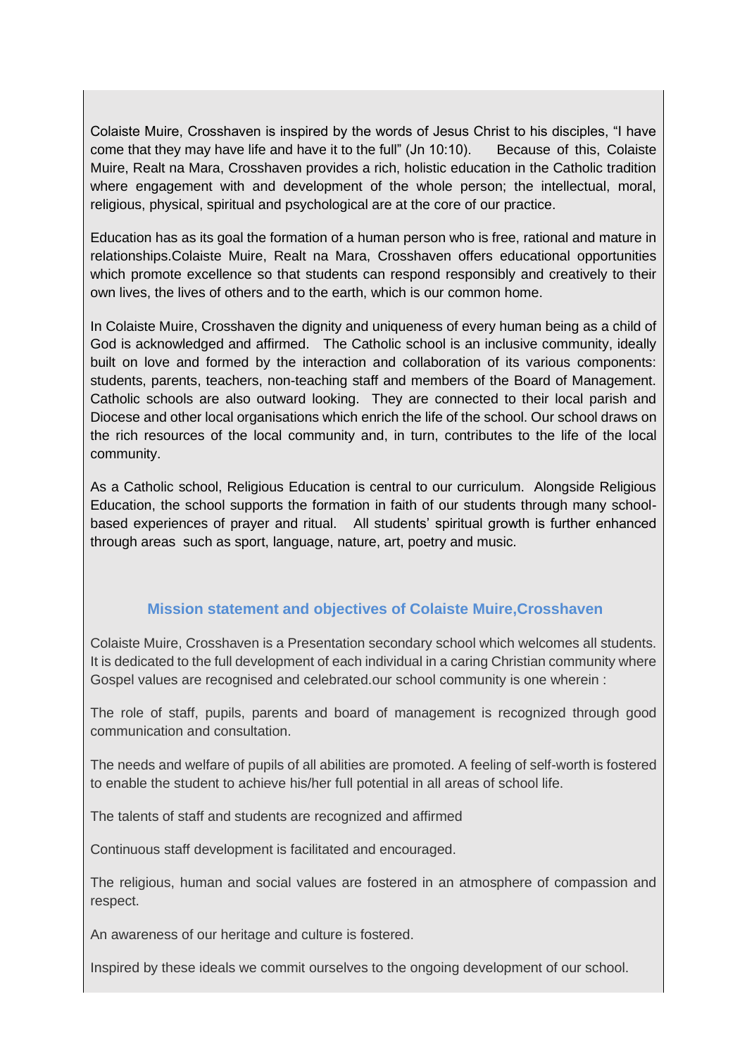Colaiste Muire, Crosshaven is inspired by the words of Jesus Christ to his disciples, "I have come that they may have life and have it to the full" (Jn 10:10). Because of this, Colaiste Muire, Realt na Mara, Crosshaven provides a rich, holistic education in the Catholic tradition where engagement with and development of the whole person; the intellectual, moral, religious, physical, spiritual and psychological are at the core of our practice.

Education has as its goal the formation of a human person who is free, rational and mature in relationships.Colaiste Muire, Realt na Mara, Crosshaven offers educational opportunities which promote excellence so that students can respond responsibly and creatively to their own lives, the lives of others and to the earth, which is our common home.

In Colaiste Muire, Crosshaven the dignity and uniqueness of every human being as a child of God is acknowledged and affirmed. The Catholic school is an inclusive community, ideally built on love and formed by the interaction and collaboration of its various components: students, parents, teachers, non-teaching staff and members of the Board of Management. Catholic schools are also outward looking. They are connected to their local parish and Diocese and other local organisations which enrich the life of the school. Our school draws on the rich resources of the local community and, in turn, contributes to the life of the local community.

As a Catholic school, Religious Education is central to our curriculum. Alongside Religious Education, the school supports the formation in faith of our students through many school-based experiences of prayer and ritual. All students' spiritual growth is further enhanced through areas such as sport, language, nature, art, poetry and music.

## Mission statement and objectives of Colaiste Muire,Crosshaven

Colaiste Muire, Crosshaven is a Presentation secondary school which welcomes all students. It is dedicated to the full development of each individual in a caring Christian community where Gospel values are recognised and celebrated.our school community is one wherein :

The role of staff, pupils, parents and board of management is recognized through good communication and consultation.

The needs and welfare of pupils of all abilities are promoted. A feeling of self-worth is fostered to enable the student to achieve his/her full potential in all areas of school life.

The talents of staff and students are recognized and affirmed

Continuous staff development is facilitated and encouraged.

The religious, human and social values are fostered in an atmosphere of compassion and respect.

An awareness of our heritage and culture is fostered.

Inspired by these ideals we commit ourselves to the ongoing development of our school.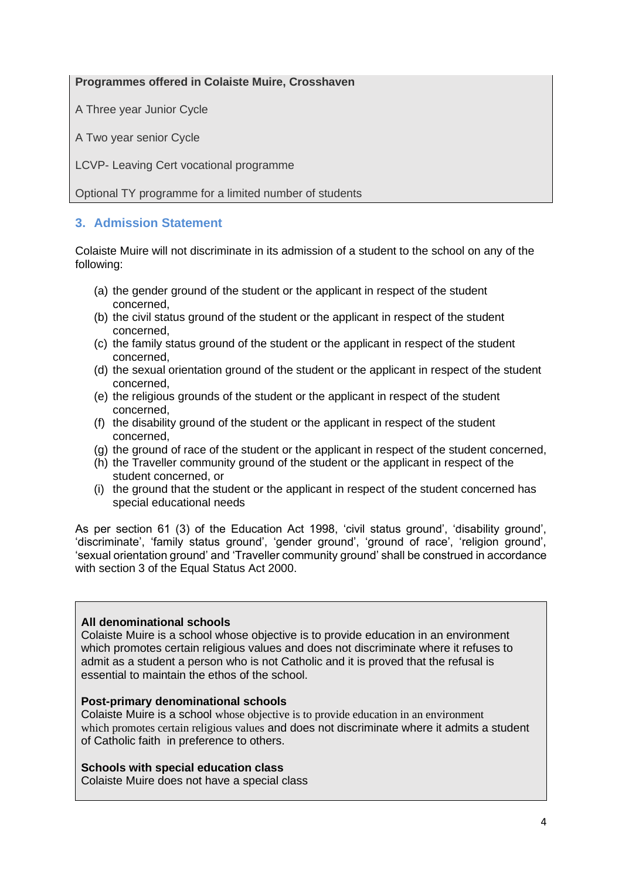**Programmes offered in Colaiste Muire, Crosshaven**

A Three year Junior Cycle

A Two year senior Cycle

LCVP- Leaving Cert vocational programme

Optional TY programme for a limited number of students

## 3. Admission Statement

Colaiste Muire will not discriminate in its admission of a student to the school on any of the following:

(a) the gender ground of the student or the applicant in respect of the student concerned,
(b) the civil status ground of the student or the applicant in respect of the student concerned,
(c) the family status ground of the student or the applicant in respect of the student concerned,
(d) the sexual orientation ground of the student or the applicant in respect of the student concerned,
(e) the religious grounds of the student or the applicant in respect of the student concerned,
(f) the disability ground of the student or the applicant in respect of the student concerned,
(g) the ground of race of the student or the applicant in respect of the student concerned,
(h) the Traveller community ground of the student or the applicant in respect of the student concerned, or
(i) the ground that the student or the applicant in respect of the student concerned has special educational needs

As per section 61 (3) of the Education Act 1998, 'civil status ground', 'disability ground', 'discriminate', 'family status ground', 'gender ground', 'ground of race', 'religion ground', 'sexual orientation ground' and 'Traveller community ground' shall be construed in accordance with section 3 of the Equal Status Act 2000.

**All denominational schools**
Colaiste Muire is a school whose objective is to provide education in an environment which promotes certain religious values and does not discriminate where it refuses to admit as a student a person who is not Catholic and it is proved that the refusal is essential to maintain the ethos of the school.

**Post-primary denominational schools**
Colaiste Muire is a school whose objective is to provide education in an environment which promotes certain religious values and does not discriminate where it admits a student of Catholic faith in preference to others.

**Schools with special education class**
Colaiste Muire does not have a special class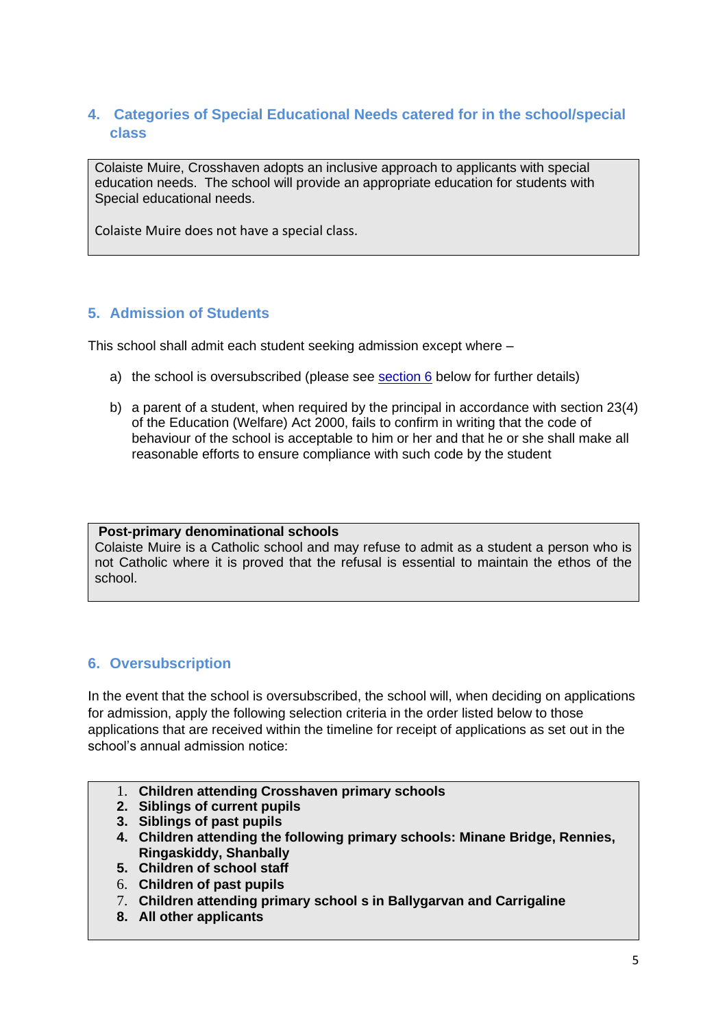## 4. Categories of Special Educational Needs catered for in the school/special class

Colaiste Muire, Crosshaven adopts an inclusive approach to applicants with special education needs. The school will provide an appropriate education for students with Special educational needs.

Colaiste Muire does not have a special class.

## 5. Admission of Students

This school shall admit each student seeking admission except where –

a) the school is oversubscribed (please see section 6 below for further details)

b) a parent of a student, when required by the principal in accordance with section 23(4) of the Education (Welfare) Act 2000, fails to confirm in writing that the code of behaviour of the school is acceptable to him or her and that he or she shall make all reasonable efforts to ensure compliance with such code by the student

**Post-primary denominational schools**

Colaiste Muire is a Catholic school and may refuse to admit as a student a person who is not Catholic where it is proved that the refusal is essential to maintain the ethos of the school.

## 6. Oversubscription

In the event that the school is oversubscribed, the school will, when deciding on applications for admission, apply the following selection criteria in the order listed below to those applications that are received within the timeline for receipt of applications as set out in the school's annual admission notice:

1. **Children attending Crosshaven primary schools**
2. **Siblings of current pupils**
3. **Siblings of past pupils**
4. **Children attending the following primary schools: Minane Bridge, Rennies, Ringaskiddy, Shanbally**
5. **Children of school staff**
6. **Children of past pupils**
7. **Children attending primary school s in Ballygarvan and Carrigaline**
8. **All other applicants**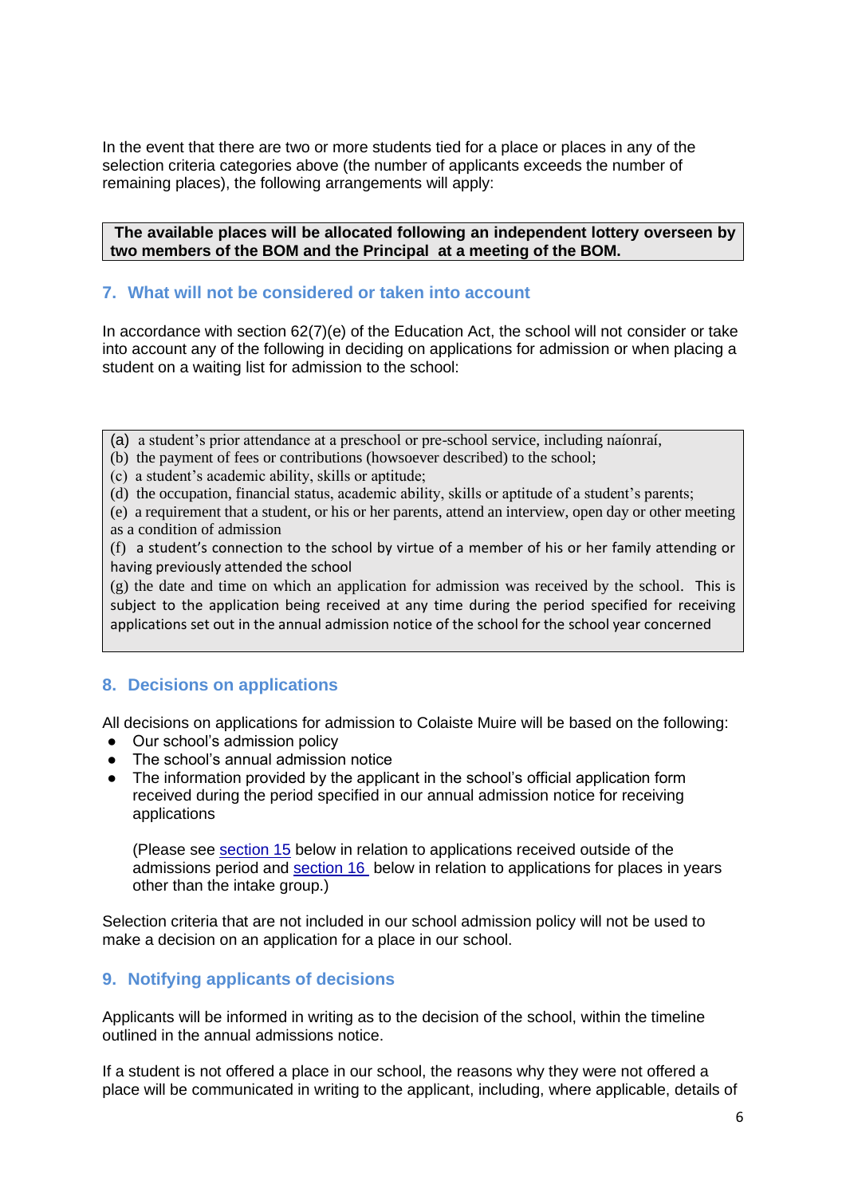In the event that there are two or more students tied for a place or places in any of the selection criteria categories above (the number of applicants exceeds the number of remaining places), the following arrangements will apply:

**The available places will be allocated following an independent lottery overseen by two members of the BOM and the Principal at a meeting of the BOM.**

## 7. What will not be considered or taken into account

In accordance with section 62(7)(e) of the Education Act, the school will not consider or take into account any of the following in deciding on applications for admission or when placing a student on a waiting list for admission to the school:

(a) a student's prior attendance at a preschool or pre-school service, including naíonraí,
(b) the payment of fees or contributions (howsoever described) to the school;
(c) a student's academic ability, skills or aptitude;
(d) the occupation, financial status, academic ability, skills or aptitude of a student's parents;
(e) a requirement that a student, or his or her parents, attend an interview, open day or other meeting as a condition of admission
(f) a student's connection to the school by virtue of a member of his or her family attending or having previously attended the school
(g) the date and time on which an application for admission was received by the school. This is subject to the application being received at any time during the period specified for receiving applications set out in the annual admission notice of the school for the school year concerned

## 8. Decisions on applications

All decisions on applications for admission to Colaiste Muire will be based on the following:

- Our school's admission policy
- The school's annual admission notice
- The information provided by the applicant in the school's official application form received during the period specified in our annual admission notice for receiving applications

  (Please see section 15 below in relation to applications received outside of the admissions period and section 16 below in relation to applications for places in years other than the intake group.)

Selection criteria that are not included in our school admission policy will not be used to make a decision on an application for a place in our school.

## 9. Notifying applicants of decisions

Applicants will be informed in writing as to the decision of the school, within the timeline outlined in the annual admissions notice.

If a student is not offered a place in our school, the reasons why they were not offered a place will be communicated in writing to the applicant, including, where applicable, details of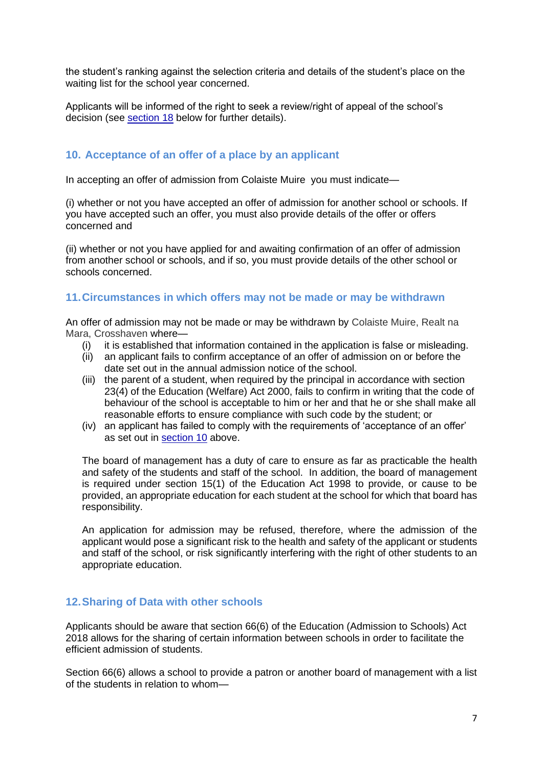the student's ranking against the selection criteria and details of the student's place on the waiting list for the school year concerned.

Applicants will be informed of the right to seek a review/right of appeal of the school's decision (see section 18 below for further details).

## 10. Acceptance of an offer of a place by an applicant

In accepting an offer of admission from Colaiste Muire  you must indicate—

(i) whether or not you have accepted an offer of admission for another school or schools. If you have accepted such an offer, you must also provide details of the offer or offers concerned and

(ii) whether or not you have applied for and awaiting confirmation of an offer of admission from another school or schools, and if so, you must provide details of the other school or schools concerned.

## 11. Circumstances in which offers may not be made or may be withdrawn

An offer of admission may not be made or may be withdrawn by Colaiste Muire, Realt na Mara, Crosshaven where—

- (i) it is established that information contained in the application is false or misleading.
- (ii) an applicant fails to confirm acceptance of an offer of admission on or before the date set out in the annual admission notice of the school.
- (iii) the parent of a student, when required by the principal in accordance with section 23(4) of the Education (Welfare) Act 2000, fails to confirm in writing that the code of behaviour of the school is acceptable to him or her and that he or she shall make all reasonable efforts to ensure compliance with such code by the student; or
- (iv) an applicant has failed to comply with the requirements of 'acceptance of an offer' as set out in section 10 above.

The board of management has a duty of care to ensure as far as practicable the health and safety of the students and staff of the school. In addition, the board of management is required under section 15(1) of the Education Act 1998 to provide, or cause to be provided, an appropriate education for each student at the school for which that board has responsibility.

An application for admission may be refused, therefore, where the admission of the applicant would pose a significant risk to the health and safety of the applicant or students and staff of the school, or risk significantly interfering with the right of other students to an appropriate education.

## 12. Sharing of Data with other schools

Applicants should be aware that section 66(6) of the Education (Admission to Schools) Act 2018 allows for the sharing of certain information between schools in order to facilitate the efficient admission of students.

Section 66(6) allows a school to provide a patron or another board of management with a list of the students in relation to whom—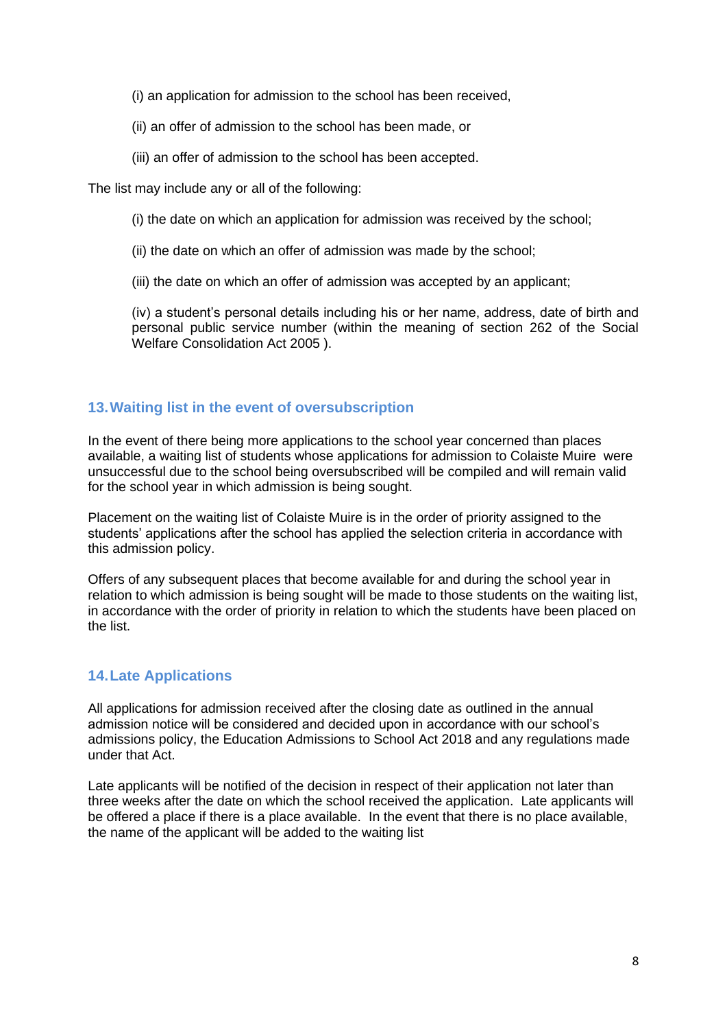(i) an application for admission to the school has been received,

(ii) an offer of admission to the school has been made, or

(iii) an offer of admission to the school has been accepted.

The list may include any or all of the following:

(i) the date on which an application for admission was received by the school;

(ii) the date on which an offer of admission was made by the school;

(iii) the date on which an offer of admission was accepted by an applicant;

(iv) a student's personal details including his or her name, address, date of birth and personal public service number (within the meaning of section 262 of the Social Welfare Consolidation Act 2005 ).

## 13. Waiting list in the event of oversubscription

In the event of there being more applications to the school year concerned than places available, a waiting list of students whose applications for admission to Colaiste Muire were unsuccessful due to the school being oversubscribed will be compiled and will remain valid for the school year in which admission is being sought.

Placement on the waiting list of Colaiste Muire is in the order of priority assigned to the students' applications after the school has applied the selection criteria in accordance with this admission policy.

Offers of any subsequent places that become available for and during the school year in relation to which admission is being sought will be made to those students on the waiting list, in accordance with the order of priority in relation to which the students have been placed on the list.

## 14. Late Applications

All applications for admission received after the closing date as outlined in the annual admission notice will be considered and decided upon in accordance with our school's admissions policy, the Education Admissions to School Act 2018 and any regulations made under that Act.

Late applicants will be notified of the decision in respect of their application not later than three weeks after the date on which the school received the application. Late applicants will be offered a place if there is a place available. In the event that there is no place available, the name of the applicant will be added to the waiting list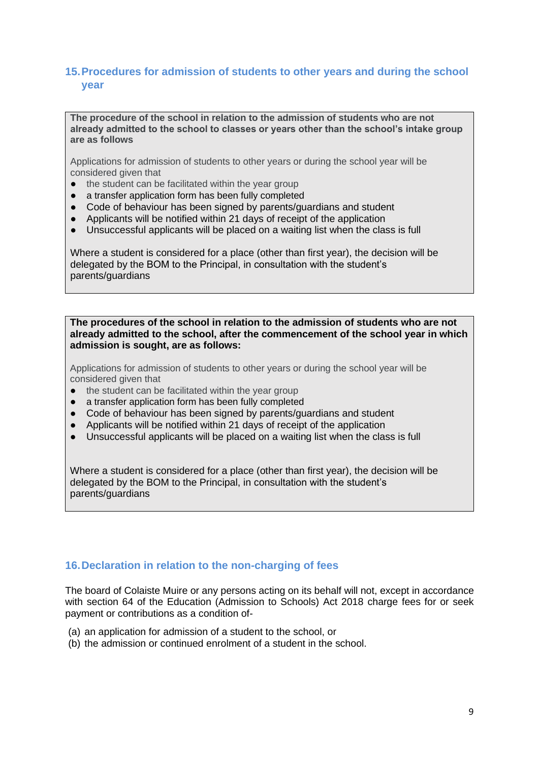## 15. Procedures for admission of students to other years and during the school year

**The procedure of the school in relation to the admission of students who are not already admitted to the school to classes or years other than the school's intake group are as follows**

Applications for admission of students to other years or during the school year will be considered given that

- the student can be facilitated within the year group
- a transfer application form has been fully completed
- Code of behaviour has been signed by parents/guardians and student
- Applicants will be notified within 21 days of receipt of the application
- Unsuccessful applicants will be placed on a waiting list when the class is full

Where a student is considered for a place (other than first year), the decision will be delegated by the BOM to the Principal, in consultation with the student's parents/guardians

**The procedures of the school in relation to the admission of students who are not already admitted to the school, after the commencement of the school year in which admission is sought, are as follows:**

Applications for admission of students to other years or during the school year will be considered given that

- the student can be facilitated within the year group
- a transfer application form has been fully completed
- Code of behaviour has been signed by parents/guardians and student
- Applicants will be notified within 21 days of receipt of the application
- Unsuccessful applicants will be placed on a waiting list when the class is full

Where a student is considered for a place (other than first year), the decision will be delegated by the BOM to the Principal, in consultation with the student's parents/guardians

## 16. Declaration in relation to the non-charging of fees

The board of Colaiste Muire or any persons acting on its behalf will not, except in accordance with section 64 of the Education (Admission to Schools) Act 2018 charge fees for or seek payment or contributions as a condition of-

(a) an application for admission of a student to the school, or
(b) the admission or continued enrolment of a student in the school.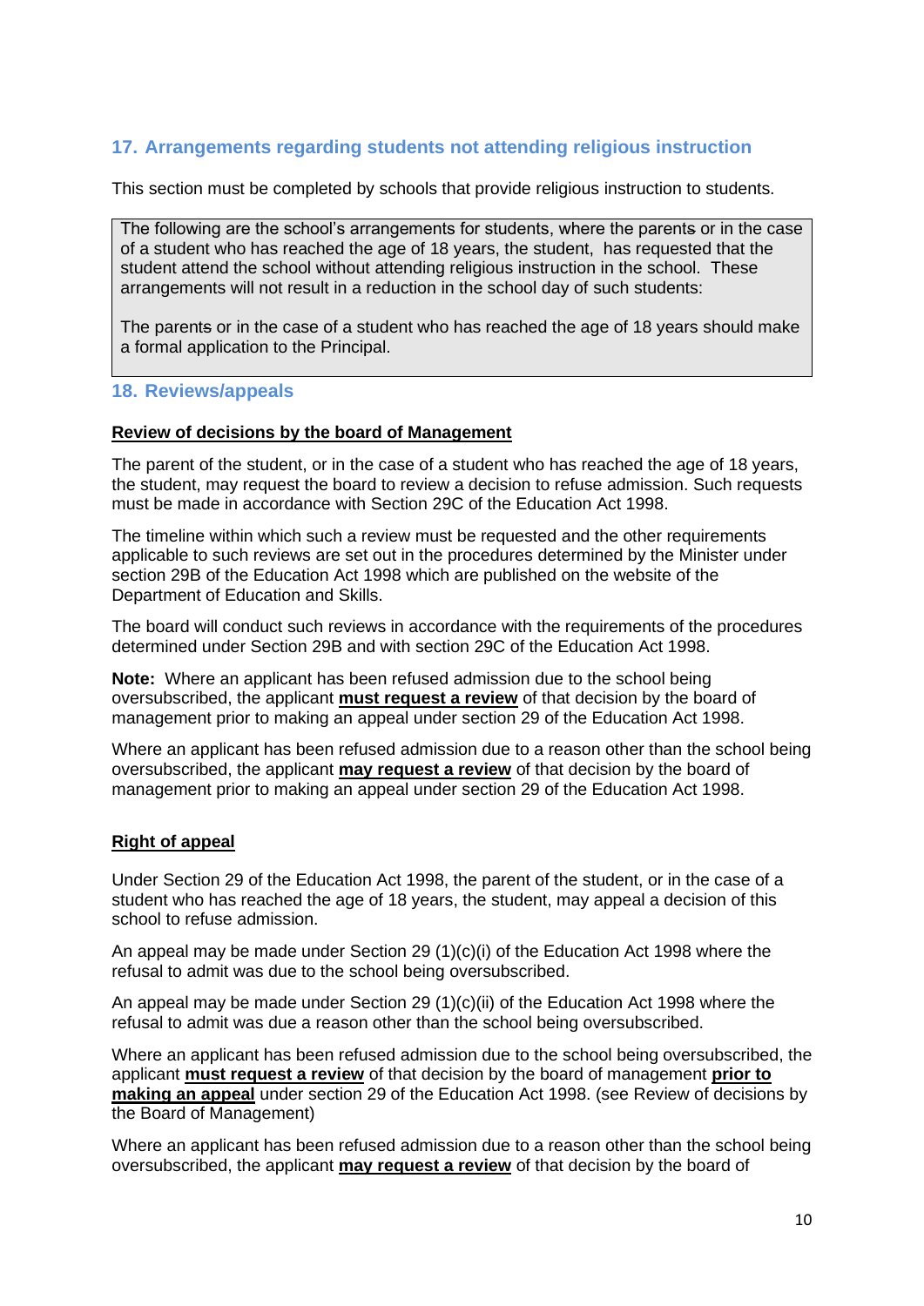## 17. Arrangements regarding students not attending religious instruction

This section must be completed by schools that provide religious instruction to students.

> The following are the school's arrangements for students, where the parents or in the case of a student who has reached the age of 18 years, the student, has requested that the student attend the school without attending religious instruction in the school. These arrangements will not result in a reduction in the school day of such students:
>
> The parents or in the case of a student who has reached the age of 18 years should make a formal application to the Principal.

## 18. Reviews/appeals

**Review of decisions by the board of Management**

The parent of the student, or in the case of a student who has reached the age of 18 years, the student, may request the board to review a decision to refuse admission. Such requests must be made in accordance with Section 29C of the Education Act 1998.

The timeline within which such a review must be requested and the other requirements applicable to such reviews are set out in the procedures determined by the Minister under section 29B of the Education Act 1998 which are published on the website of the Department of Education and Skills.

The board will conduct such reviews in accordance with the requirements of the procedures determined under Section 29B and with section 29C of the Education Act 1998.

**Note:** Where an applicant has been refused admission due to the school being oversubscribed, the applicant **must request a review** of that decision by the board of management prior to making an appeal under section 29 of the Education Act 1998.

Where an applicant has been refused admission due to a reason other than the school being oversubscribed, the applicant **may request a review** of that decision by the board of management prior to making an appeal under section 29 of the Education Act 1998.

**Right of appeal**

Under Section 29 of the Education Act 1998, the parent of the student, or in the case of a student who has reached the age of 18 years, the student, may appeal a decision of this school to refuse admission.

An appeal may be made under Section 29 (1)(c)(i) of the Education Act 1998 where the refusal to admit was due to the school being oversubscribed.

An appeal may be made under Section 29 (1)(c)(ii) of the Education Act 1998 where the refusal to admit was due a reason other than the school being oversubscribed.

Where an applicant has been refused admission due to the school being oversubscribed, the applicant **must request a review** of that decision by the board of management **prior to making an appeal** under section 29 of the Education Act 1998. (see Review of decisions by the Board of Management)

Where an applicant has been refused admission due to a reason other than the school being oversubscribed, the applicant **may request a review** of that decision by the board of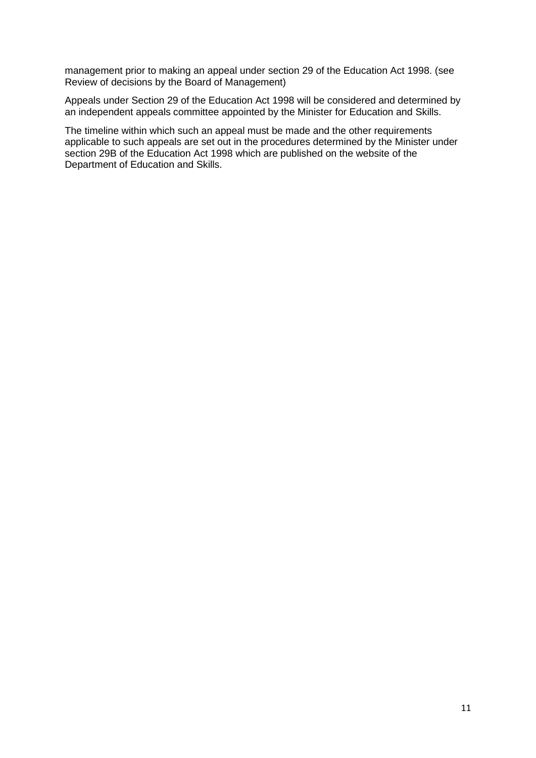management prior to making an appeal under section 29 of the Education Act 1998. (see Review of decisions by the Board of Management)

Appeals under Section 29 of the Education Act 1998 will be considered and determined by an independent appeals committee appointed by the Minister for Education and Skills.

The timeline within which such an appeal must be made and the other requirements applicable to such appeals are set out in the procedures determined by the Minister under section 29B of the Education Act 1998 which are published on the website of the Department of Education and Skills.